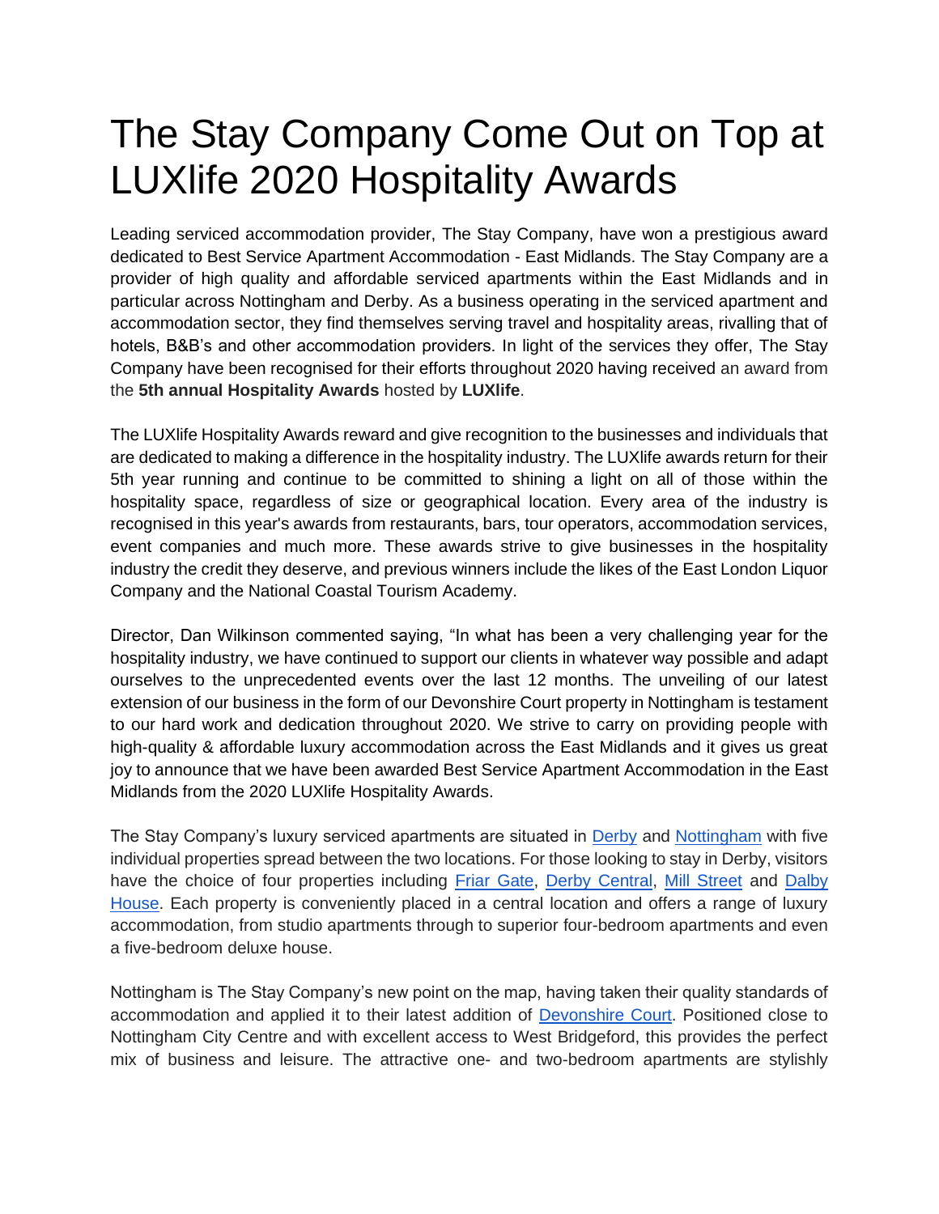# The Stay Company Come Out on Top at LUXlife 2020 Hospitality Awards

Leading serviced accommodation provider, The Stay Company, have won a prestigious award dedicated to Best Service Apartment Accommodation - East Midlands. The Stay Company are a provider of high quality and affordable serviced apartments within the East Midlands and in particular across Nottingham and Derby. As a business operating in the serviced apartment and accommodation sector, they find themselves serving travel and hospitality areas, rivalling that of hotels, B&B's and other accommodation providers. In light of the services they offer, The Stay Company have been recognised for their efforts throughout 2020 having received an award from the **5th annual Hospitality Awards** hosted by **LUXlife**.

The LUXlife Hospitality Awards reward and give recognition to the businesses and individuals that are dedicated to making a difference in the hospitality industry. The LUXlife awards return for their 5th year running and continue to be committed to shining a light on all of those within the hospitality space, regardless of size or geographical location. Every area of the industry is recognised in this year's awards from restaurants, bars, tour operators, accommodation services, event companies and much more. These awards strive to give businesses in the hospitality industry the credit they deserve, and previous winners include the likes of the East London Liquor Company and the National Coastal Tourism Academy.

Director, Dan Wilkinson commented saying, "In what has been a very challenging year for the hospitality industry, we have continued to support our clients in whatever way possible and adapt ourselves to the unprecedented events over the last 12 months. The unveiling of our latest extension of our business in the form of our Devonshire Court property in Nottingham is testament to our hard work and dedication throughout 2020. We strive to carry on providing people with high-quality & affordable luxury accommodation across the East Midlands and it gives us great joy to announce that we have been awarded Best Service Apartment Accommodation in the East Midlands from the 2020 LUXlife Hospitality Awards.

The Stay Company's luxury serviced apartments are situated in Derby and Nottingham with five individual properties spread between the two locations. For those looking to stay in Derby, visitors have the choice of four properties including Friar Gate, Derby Central, Mill Street and Dalby House. Each property is conveniently placed in a central location and offers a range of luxury accommodation, from studio apartments through to superior four-bedroom apartments and even a five-bedroom deluxe house.

Nottingham is The Stay Company's new point on the map, having taken their quality standards of accommodation and applied it to their latest addition of Devonshire Court. Positioned close to Nottingham City Centre and with excellent access to West Bridgeford, this provides the perfect mix of business and leisure. The attractive one- and two-bedroom apartments are stylishly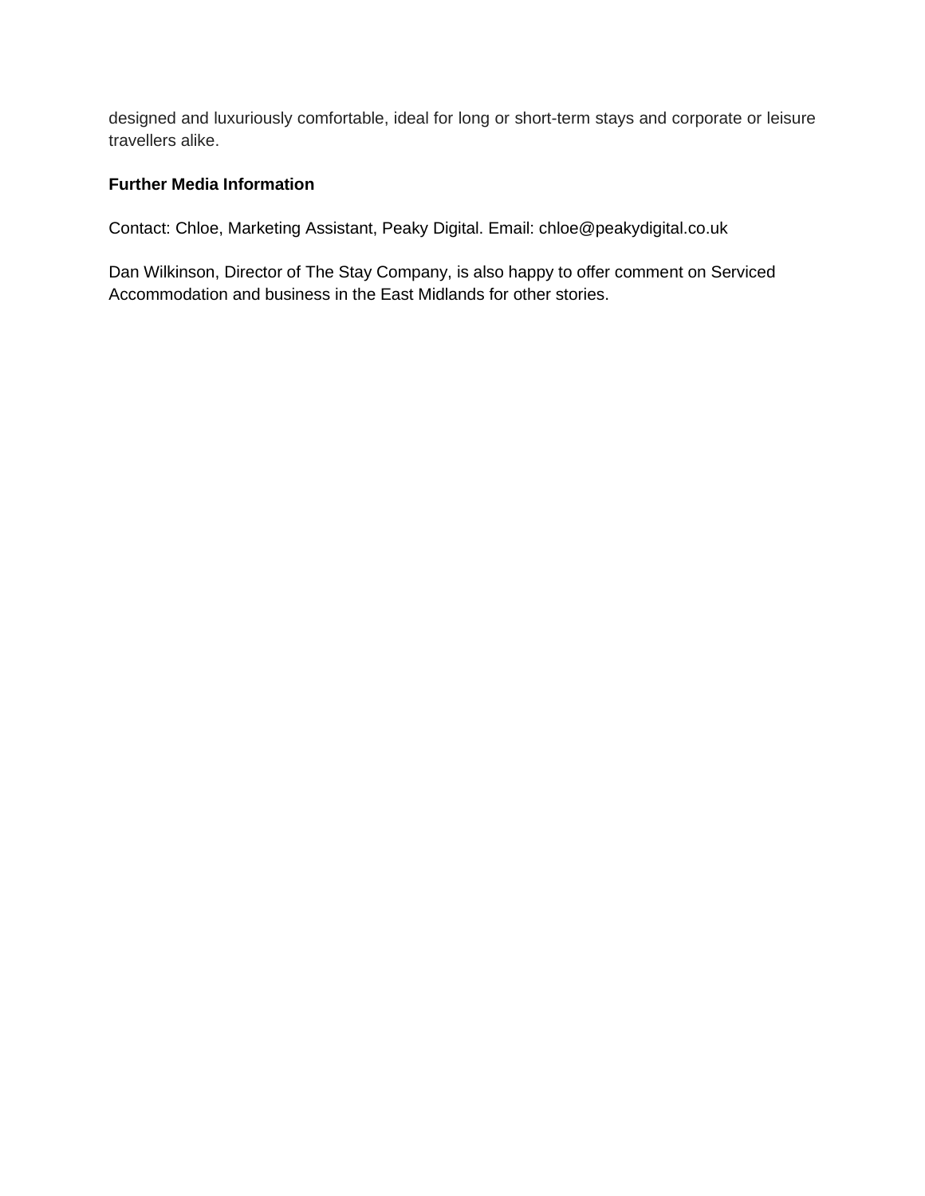designed and luxuriously comfortable, ideal for long or short-term stays and corporate or leisure travellers alike.

**Further Media Information**

Contact: Chloe, Marketing Assistant, Peaky Digital. Email: chloe@peakydigital.co.uk

Dan Wilkinson, Director of The Stay Company, is also happy to offer comment on Serviced Accommodation and business in the East Midlands for other stories.